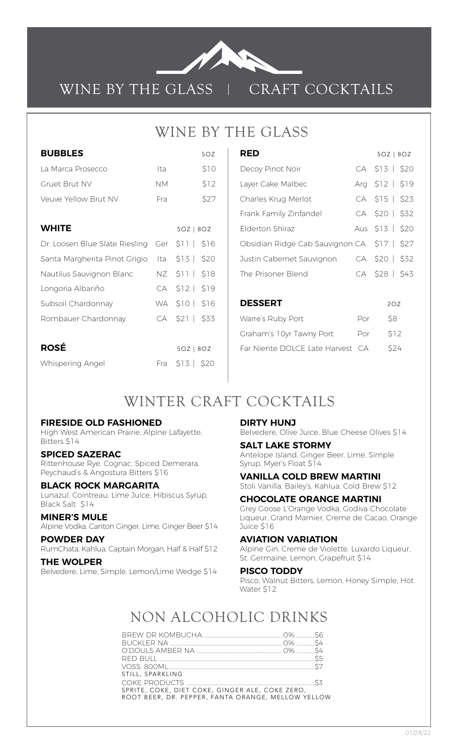# WINE BY THE GLASS | CRAFT COCKTAILS

## WINE BY THE GLASS

| BUBBLES | | 5OZ |
|---|---|---|
| La Marca Prosecco | Ita | $10 |
| Gruet Brut NV | NM | $12 |
| Veuve Yellow Brut NV | Fra | $27 |

| WHITE | | 5OZ \| 8OZ |
|---|---|---|
| Dr. Loosen Blue Slate Riesling | Ger | $11 \| $16 |
| Santa Margherita Pinot Grigio | Ita | $13 \| $20 |
| Nautilus Sauvignon Blanc | NZ | $11 \| $18 |
| Longoria Albariño | CA | $12 \| $19 |
| Subsoil Chardonnay | WA | $10 \| $16 |
| Rombauer Chardonnay | CA | $21 \| $33 |

| ROSÉ | | 5OZ \| 8OZ |
|---|---|---|
| Whispering Angel | Fra | $13 \| $20 |

| RED | | 5OZ \| 8OZ |
|---|---|---|
| Decoy Pinot Noir | CA | $13 \| $20 |
| Layer Cake Malbec | Arg | $12 \| $19 |
| Charles Krug Merlot | CA | $15 \| $23 |
| Frank Family Zinfandel | CA | $20 \| $32 |
| Elderton Shiraz | Aus | $13 \| $20 |
| Obsidian Ridge Cab Sauvignon | CA | $17 \| $27 |
| Justin Cabernet Sauvignon | CA | $20 \| $32 |
| The Prisoner Blend | CA | $28 \| $43 |

| DESSERT | | 2OZ |
|---|---|---|
| Warre's Ruby Port | Por | $8 |
| Graham's 10yr Tawny Port | Por | $12 |
| Far Niente DOLCE Late Harvest | CA | $24 |

## WINTER CRAFT COCKTAILS

**FIRESIDE OLD FASHIONED**
High West American Prairie, Alpine Lafayette, Bitters $14

**SPICED SAZERAC**
Rittenhouse Rye, Cognac, Spiced Demerara, Peychaud's & Angostura Bitters $16

**BLACK ROCK MARGARITA**
Lunazul, Cointreau, Lime Juice, Hibiscus Syrup, Black Salt $14

**MINER'S MULE**
Alpine Vodka, Canton Ginger, Lime, Ginger Beer $14

**POWDER DAY**
RumChata, Kahlua, Captain Morgan, Half & Half $12

**THE WOLPER**
Belvedere, Lime, Simple, Lemon/Lime Wedge $14

**DIRTY HUNJ**
Belvedere, Olive Juice, Blue Cheese Olives $14

**SALT LAKE STORMY**
Antelope Island, Ginger Beer, Lime, Simple Syrup, Myer's Float $14

**VANILLA COLD BREW MARTINI**
Stoli Vanilla, Bailey's, Kahlua, Cold Brew $12

**CHOCOLATE ORANGE MARTINI**
Grey Goose L'Orange Vodka, Godiva Chocolate Liqueur, Grand Marnier, Creme de Cacao, Orange Juice $16

**AVIATION VARIATION**
Alpine Gin, Creme de Violette, Luxardo Liqueur, St. Germaine, Lemon, Grapefruit $14

**PISCO TODDY**
Pisco, Walnut Bitters, Lemon, Honey Simple, Hot Water $12

## NON ALCOHOLIC DRINKS

| | | |
|---|---|---|
| BREW DR KOMBUCHA | 0% | $6 |
| BUCKLER NA | 0% | $4 |
| O'DOULS AMBER NA | 0% | $4 |
| RED BULL | | $5 |
| VOSS, 800ML | | $7 |

STILL, SPARKLING

| | |
|---|---|
| COKE PRODUCTS | $3 |

SPRITE, COKE, DIET COKE, GINGER ALE, COKE ZERO, ROOT BEER, DR. PEPPER, FANTA ORANGE, MELLOW YELLOW

01/28/22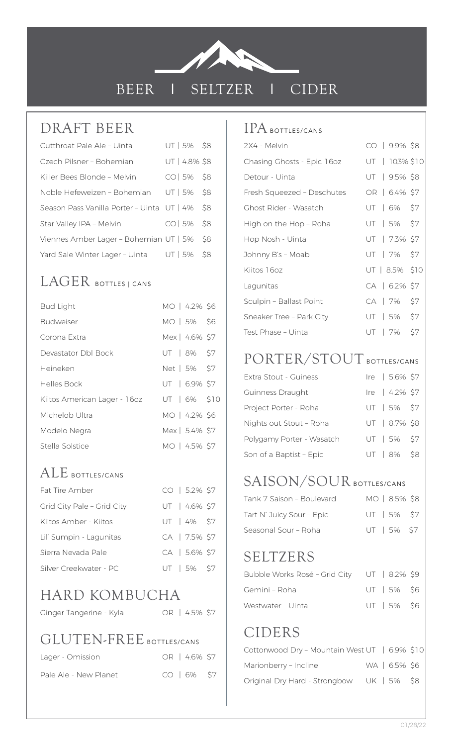# BEER | SELTZER | CIDER

## DRAFT BEER

| Beer | Origin | ABV | Price |
|---|---|---|---|
| Cutthroat Pale Ale – Uinta | UT | 5% | $8 |
| Czech Pilsner – Bohemian | UT | 4.8% | $8 |
| Killer Bees Blonde – Melvin | CO | 5% | $8 |
| Noble Hefeweizen – Bohemian | UT | 5% | $8 |
| Season Pass Vanilla Porter – Uinta | UT | 4% | $8 |
| Star Valley IPA – Melvin | CO | 5% | $8 |
| Viennes Amber Lager – Bohemian | UT | 5% | $8 |
| Yard Sale Winter Lager – Uinta | UT | 5% | $8 |

## LAGER BOTTLES | CANS

| Beer | Origin | ABV | Price |
|---|---|---|---|
| Bud Light | MO | 4.2% | $6 |
| Budweiser | MO | 5% | $6 |
| Corona Extra | Mex | 4.6% | $7 |
| Devastator Dbl Bock | UT | 8% | $7 |
| Heineken | Net | 5% | $7 |
| Helles Bock | UT | 6.9% | $7 |
| Kiitos American Lager - 16oz | UT | 6% | $10 |
| Michelob Ultra | MO | 4.2% | $6 |
| Modelo Negra | Mex | 5.4% | $7 |
| Stella Solstice | MO | 4.5% | $7 |

## ALE BOTTLES/CANS

| Beer | Origin | ABV | Price |
|---|---|---|---|
| Fat Tire Amber | CO | 5.2% | $7 |
| Grid City Pale – Grid City | UT | 4.6% | $7 |
| Kiitos Amber - Kiitos | UT | 4% | $7 |
| Lil' Sumpin - Lagunitas | CA | 7.5% | $7 |
| Sierra Nevada Pale | CA | 5.6% | $7 |
| Silver Creekwater - PC | UT | 5% | $7 |

## HARD KOMBUCHA

| Beer | Origin | ABV | Price |
|---|---|---|---|
| Ginger Tangerine - Kyla | OR | 4.5% | $7 |

## GLUTEN-FREE BOTTLES/CANS

| Beer | Origin | ABV | Price |
|---|---|---|---|
| Lager - Omission | OR | 4.6% | $7 |
| Pale Ale - New Planet | CO | 6% | $7 |

## IPA BOTTLES/CANS

| Beer | Origin | ABV | Price |
|---|---|---|---|
| 2X4 - Melvin | CO | 9.9% | $8 |
| Chasing Ghosts - Epic 16oz | UT | 103% | $10 |
| Detour - Uinta | UT | 9.5% | $8 |
| Fresh Squeezed – Deschutes | OR | 6.4% | $7 |
| Ghost Rider - Wasatch | UT | 6% | $7 |
| High on the Hop – Roha | UT | 5% | $7 |
| Hop Nosh - Uinta | UT | 7.3% | $7 |
| Johnny B's – Moab | UT | 7% | $7 |
| Kiitos 16oz | UT | 8.5% | $10 |
| Lagunitas | CA | 6.2% | $7 |
| Sculpin – Ballast Point | CA | 7% | $7 |
| Sneaker Tree – Park City | UT | 5% | $7 |
| Test Phase – Uinta | UT | 7% | $7 |

## PORTER/STOUT BOTTLES/CANS

| Beer | Origin | ABV | Price |
|---|---|---|---|
| Extra Stout - Guiness | Ire | 5.6% | $7 |
| Guinness Draught | Ire | 4.2% | $7 |
| Project Porter - Roha | UT | 5% | $7 |
| Nights out Stout – Roha | UT | 8.7% | $8 |
| Polygamy Porter - Wasatch | UT | 5% | $7 |
| Son of a Baptist – Epic | UT | 8% | $8 |

## SAISON/SOUR BOTTLES/CANS

| Beer | Origin | ABV | Price |
|---|---|---|---|
| Tank 7 Saison – Boulevard | MO | 8.5% | $8 |
| Tart N' Juicy Sour – Epic | UT | 5% | $7 |
| Seasonal Sour – Roha | UT | 5% | $7 |

## SELTZERS

| Seltzer | Origin | ABV | Price |
|---|---|---|---|
| Bubble Works Rosé – Grid City | UT | 8.2% | $9 |
| Gemini – Roha | UT | 5% | $6 |
| Westwater – Uinta | UT | 5% | $6 |

## CIDERS

| Cider | Origin | ABV | Price |
|---|---|---|---|
| Cottonwood Dry – Mountain West | UT | 6.9% | $10 |
| Marionberry – Incline | WA | 6.5% | $6 |
| Original Dry Hard - Strongbow | UK | 5% | $8 |

01/28/22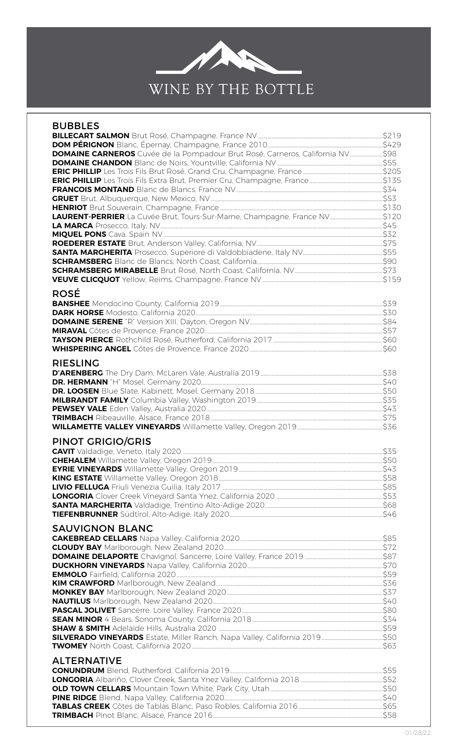# WINE BY THE BOTTLE

## BUBBLES

**BILLECART SALMON** Brut Rosé, Champagne, France NV ............ $219
**DOM PÉRIGNON** Blanc, Épernay, Champagne, France 2010 ............ $429
**DOMAINE CARNEROS** Cuvée de la Pompadour Brut Rosé, Carneros, California NV ............ $98
**DOMAINE CHANDON** Blanc de Noirs, Yountville, California NV ............ $55
**ERIC PHILLIP** Les Trois Fils Brut Rosé, Grand Cru, Champagne, France ............ $205
**ERIC PHILLIP** Les Trois Fils Extra Brut, Premier Cru, Champagne, France ............ $135
**FRANCOIS MONTAND** Blanc de Blancs, France NV ............ $34
**GRUET** Brut, Albuquerque, New Mexico, NV ............ $53
**HENRIOT** Brut Souverain, Champagne, France ............ $130
**LAURENT-PERRIER** La Cuvée Brut, Tours-Sur-Marne, Champagne, France NV ............ $120
**LA MARCA** Prosecco, Italy, NV ............ $45
**MIQUEL PONS** Cava, Spain NV ............ $32
**ROEDERER ESTATE** Brut, Anderson Valley, California, NV ............ $75
**SANTA MARGHERITA** Prosecco, Superiore di Valdobbiadene, Italy NV ............ $55
**SCHRAMSBERG** Blanc de Blancs, North Coast, California ............ $90
**SCHRAMSBERG MIRABELLE** Brut Rosé, North Coast, California, NV ............ $73
**VEUVE CLICQUOT** Yellow, Reims, Champagne, France NV ............ $159

## ROSÉ

**BANSHEE** Mendocino County, California 2019 ............ $39
**DARK HORSE** Modesto, California 2020 ............ $30
**DOMAINE SERENE** "R" Version XIII, Dayton, Oregon NV ............ $84
**MIRAVAL** Côtes de Provence, France 2020 ............ $57
**TAYSON PIERCE** Rothchild Rosé, Rutherford, California 2017 ............ $60
**WHISPERING ANGEL** Côtes de Provence, France 2020 ............ $60

## RIESLING

**D'ARENBERG** The Dry Dam, McLaren Vale, Australia 2019 ............ $38
**DR. HERMANN** "H" Mosel, Germany 2020 ............ $40
**DR. LOOSEN** Blue Slate, Kabinett, Mosel, Germany 2018 ............ $50
**MILBRANDT FAMILY** Columbia Valley, Washington 2019 ............ $35
**PEWSEY VALE** Eden Valley, Australia 2020 ............ $43
**TRIMBACH** Ribeauville, Alsace, France 2018 ............ $75
**WILLAMETTE VALLEY VINEYARDS** Willamette Valley, Oregon 2019 ............ $36

## PINOT GRIGIO/GRIS

**CAVIT** Valdadige, Veneto, Italy 2020 ............ $35
**CHEHALEM** Willamette Valley, Oregon 2019 ............ $50
**EYRIE VINEYARDS** Willamette Valley, Oregon 2019 ............ $43
**KING ESTATE** Willamette Valley, Oregon 2018 ............ $58
**LIVIO FELLUGA** Friuli Venezia Guilia, Italy 2017 ............ $85
**LONGORIA** Clover Creek Vineyard Santa Ynez, California 2020 ............ $53
**SANTA MARGHERITA** Valdadige, Trentino Alto-Adige 2020 ............ $68
**TIEFENBRUNNER** Südtirol, Alto-Adige, Italy 2020 ............ $46

## SAUVIGNON BLANC

**CAKEBREAD CELLARS** Napa Valley, California 2020 ............ $85
**CLOUDY BAY** Marlborough, New Zealand 2020 ............ $72
**DOMAINE DELAPORTE** Chavignol, Sancerre, Loire Valley, France 2019 ............ $87
**DUCKHORN VINEYARDS** Napa Valley, California 2020 ............ $70
**EMMOLO** Fairfield, California 2020 ............ $59
**KIM CRAWFORD** Marlborough, New Zealand ............ $36
**MONKEY BAY** Marlborough, New Zealand 2020 ............ $37
**NAUTILUS** Marlborough, New Zealand 2020 ............ $40
**PASCAL JOLIVET** Sancerre, Loire Valley, France 2020 ............ $80
**SEAN MINOR** 4 Bears, Sonoma County, California 2018 ............ $34
**SHAW & SMITH** Adelaide Hills, Australia 2020 ............ $59
**SILVERADO VINEYARDS** Estate, Miller Ranch, Napa Valley, California 2019 ............ $50
**TWOMEY** North Coast, California 2020 ............ $63

## ALTERNATIVE

**CONUNDRUM** Blend, Rutherford, California 2019 ............ $55
**LONGORIA** Albariño, Clover Creek, Santa Ynez Valley, California 2018 ............ $52
**OLD TOWN CELLARS** Mountain Town White, Park City, Utah ............ $50
**PINE RIDGE** Blend, Napa Valley, California 2020 ............ $40
**TABLAS CREEK** Côtes de Tablas Blanc, Paso Robles, California 2016 ............ $65
**TRIMBACH** Pinot Blanc, Alsace, France 2016 ............ $58

01/28/22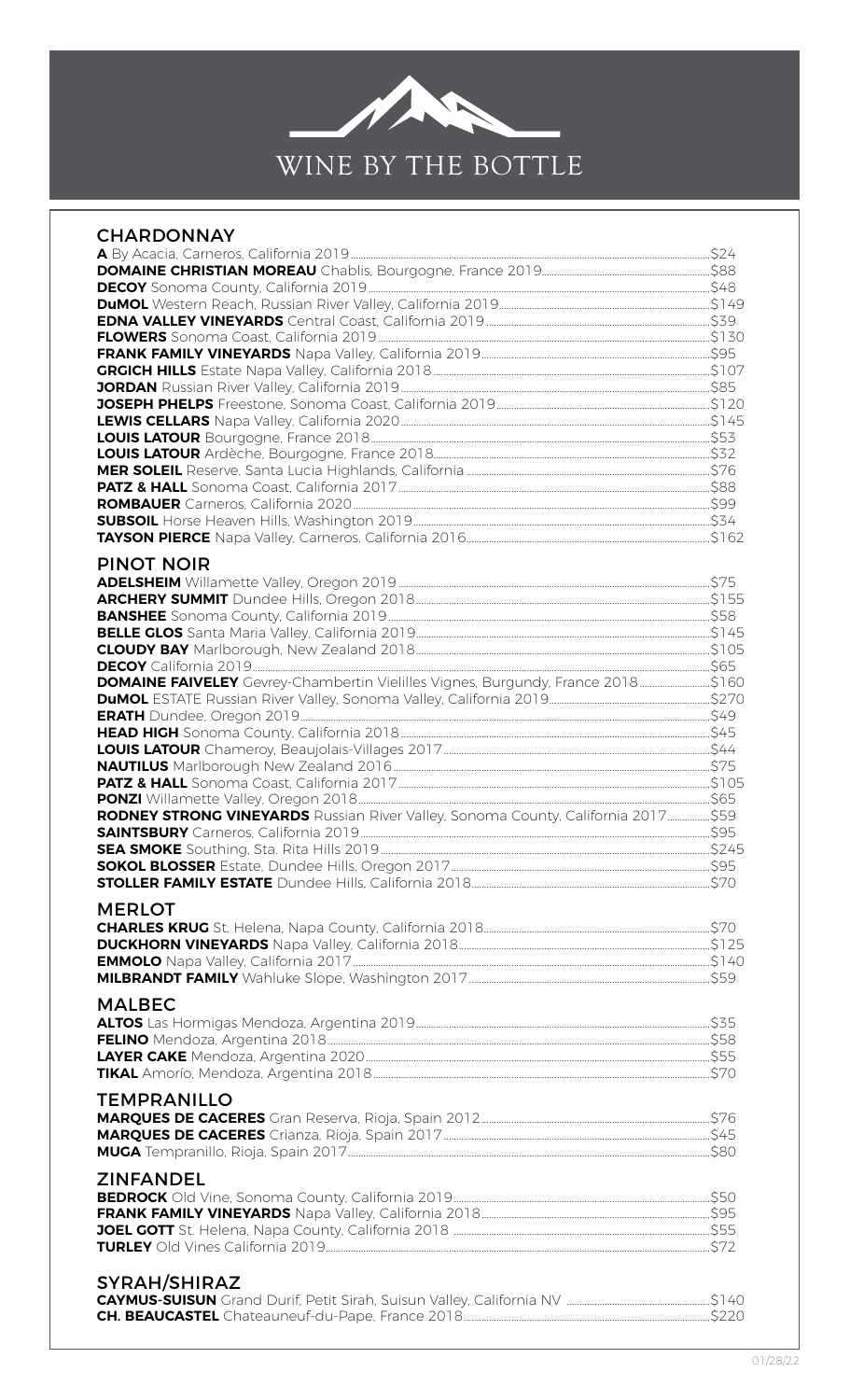# WINE BY THE BOTTLE

## CHARDONNAY

**A** By Acacia, Carneros, California 2019 — $24
**DOMAINE CHRISTIAN MOREAU** Chablis, Bourgogne, France 2019 — $88
**DECOY** Sonoma County, California 2019 — $48
**DuMOL** Western Reach, Russian River Valley, California 2019 — $149
**EDNA VALLEY VINEYARDS** Central Coast, California 2019 — $39
**FLOWERS** Sonoma Coast, California 2019 — $130
**FRANK FAMILY VINEYARDS** Napa Valley, California 2019 — $95
**GRGICH HILLS** Estate Napa Valley, California 2018 — $107
**JORDAN** Russian River Valley, California 2019 — $85
**JOSEPH PHELPS** Freestone, Sonoma Coast, California 2019 — $120
**LEWIS CELLARS** Napa Valley, California 2020 — $145
**LOUIS LATOUR** Bourgogne, France 2018 — $53
**LOUIS LATOUR** Ardèche, Bourgogne, France 2018 — $32
**MER SOLEIL** Reserve, Santa Lucia Highlands, California — $76
**PATZ & HALL** Sonoma Coast, California 2017 — $88
**ROMBAUER** Carneros, California 2020 — $99
**SUBSOIL** Horse Heaven Hills, Washington 2019 — $34
**TAYSON PIERCE** Napa Valley, Carneros, California 2016 — $162

## PINOT NOIR

**ADELSHEIM** Willamette Valley, Oregon 2019 — $75
**ARCHERY SUMMIT** Dundee Hills, Oregon 2018 — $155
**BANSHEE** Sonoma County, California 2019 — $58
**BELLE GLOS** Santa Maria Valley, California 2019 — $145
**CLOUDY BAY** Marlborough, New Zealand 2018 — $105
**DECOY** California 2019 — $65
**DOMAINE FAIVELEY** Gevrey-Chambertin Vielilles Vignes, Burgundy, France 2018 — $160
**DuMOL** ESTATE Russian River Valley, Sonoma Valley, California 2019 — $270
**ERATH** Dundee, Oregon 2019 — $49
**HEAD HIGH** Sonoma County, California 2018 — $45
**LOUIS LATOUR** Chameroy, Beaujolais-Villages 2017 — $44
**NAUTILUS** Marlborough New Zealand 2016 — $75
**PATZ & HALL** Sonoma Coast, California 2017 — $105
**PONZI** Willamette Valley, Oregon 2018 — $65
**RODNEY STRONG VINEYARDS** Russian River Valley, Sonoma County, California 2017 — $59
**SAINTSBURY** Carneros, California 2019 — $95
**SEA SMOKE** Southing, Sta. Rita Hills 2019 — $245
**SOKOL BLOSSER** Estate, Dundee Hills, Oregon 2017 — $95
**STOLLER FAMILY ESTATE** Dundee Hills, California 2018 — $70

## MERLOT

**CHARLES KRUG** St. Helena, Napa County, California 2018 — $70
**DUCKHORN VINEYARDS** Napa Valley, California 2018 — $125
**EMMOLO** Napa Valley, California 2017 — $140
**MILBRANDT FAMILY** Wahluke Slope, Washington 2017 — $59

## MALBEC

**ALTOS** Las Hormigas Mendoza, Argentina 2019 — $35
**FELINO** Mendoza, Argentina 2018 — $58
**LAYER CAKE** Mendoza, Argentina 2020 — $55
**TIKAL** Amorío, Mendoza, Argentina 2018 — $70

## TEMPRANILLO

**MARQUES DE CACERES** Gran Reserva, Rioja, Spain 2012 — $76
**MARQUES DE CACERES** Crianza, Rioja, Spain 2017 — $45
**MUGA** Tempranillo, Rioja, Spain 2017 — $80

## ZINFANDEL

**BEDROCK** Old Vine, Sonoma County, California 2019 — $50
**FRANK FAMILY VINEYARDS** Napa Valley, California 2018 — $95
**JOEL GOTT** St. Helena, Napa County, California 2018 — $55
**TURLEY** Old Vines California 2019 — $72

## SYRAH/SHIRAZ

**CAYMUS-SUISUN** Grand Durif, Petit Sirah, Suisun Valley, California NV — $140
**CH. BEAUCASTEL** Chateauneuf-du-Pape, France 2018 — $220

01/28/22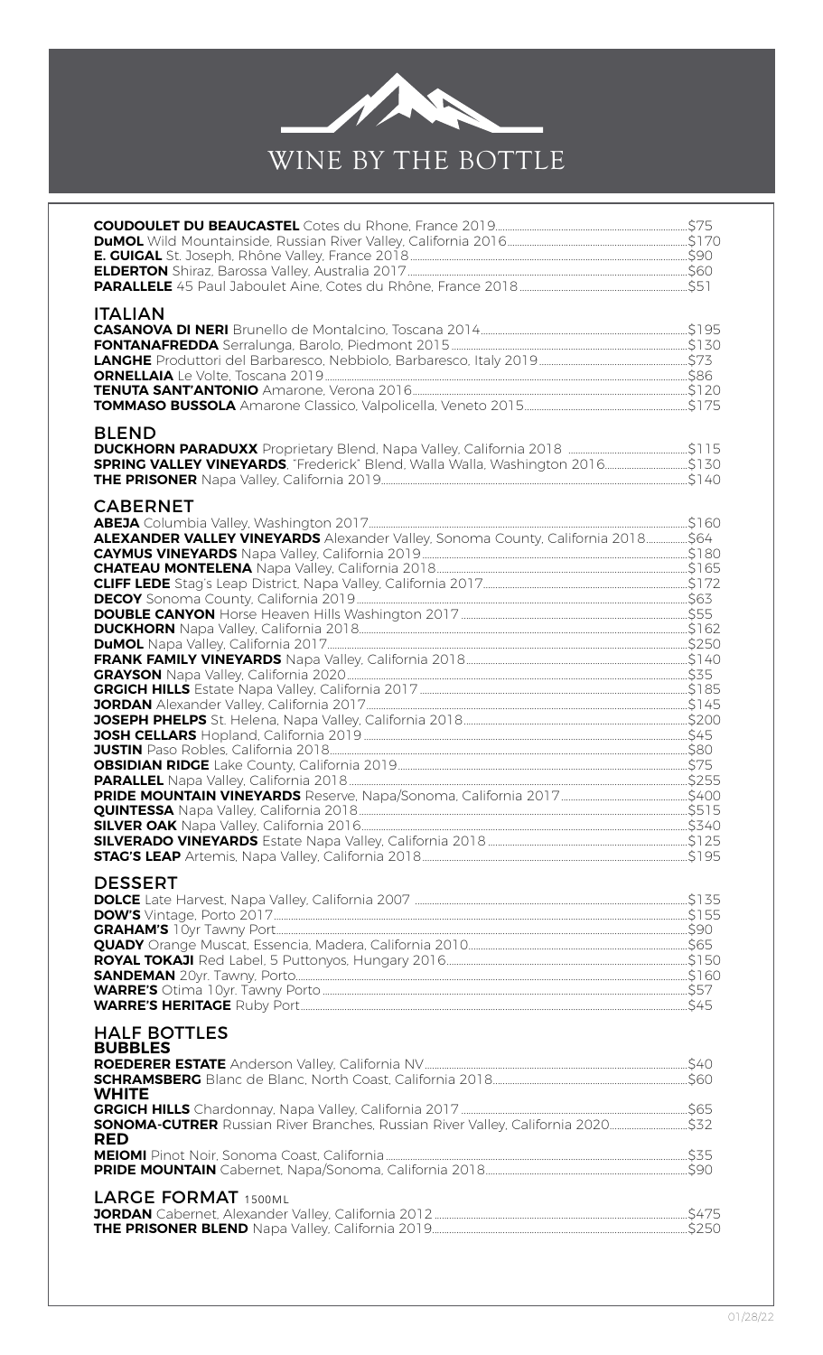# WINE BY THE BOTTLE

**COUDOULET DU BEAUCASTEL** Cotes du Rhone, France 2019 ........ $75
**DuMOL** Wild Mountainside, Russian River Valley, California 2016 ........ $170
**E. GUIGAL** St. Joseph, Rhône Valley, France 2018 ........ $90
**ELDERTON** Shiraz, Barossa Valley, Australia 2017 ........ $60
**PARALLELE** 45 Paul Jaboulet Aine, Cotes du Rhône, France 2018 ........ $51

## ITALIAN

**CASANOVA DI NERI** Brunello de Montalcino, Toscana 2014 ........ $195
**FONTANAFREDDA** Serralunga, Barolo, Piedmont 2015 ........ $130
**LANGHE** Produttori del Barbaresco, Nebbiolo, Barbaresco, Italy 2019 ........ $73
**ORNELLAIA** Le Volte, Toscana 2019 ........ $86
**TENUTA SANT'ANTONIO** Amarone, Verona 2016 ........ $120
**TOMMASO BUSSOLA** Amarone Classico, Valpolicella, Veneto 2015 ........ $175

## BLEND

**DUCKHORN PARADUXX** Proprietary Blend, Napa Valley, California 2018 ........ $115
**SPRING VALLEY VINEYARDS**, "Frederick" Blend, Walla Walla, Washington 2016 ........ $130
**THE PRISONER** Napa Valley, California 2019 ........ $140

## CABERNET

**ABEJA** Columbia Valley, Washington 2017 ........ $160
**ALEXANDER VALLEY VINEYARDS** Alexander Valley, Sonoma County, California 2018 ........ $64
**CAYMUS VINEYARDS** Napa Valley, California 2019 ........ $180
**CHATEAU MONTELENA** Napa Valley, California 2018 ........ $165
**CLIFF LEDE** Stag's Leap District, Napa Valley, California 2017 ........ $172
**DECOY** Sonoma County, California 2019 ........ $63
**DOUBLE CANYON** Horse Heaven Hills Washington 2017 ........ $55
**DUCKHORN** Napa Valley, California 2018 ........ $162
**DuMOL** Napa Valley, California 2017 ........ $250
**FRANK FAMILY VINEYARDS** Napa Valley, California 2018 ........ $140
**GRAYSON** Napa Valley, California 2020 ........ $35
**GRGICH HILLS** Estate Napa Valley, California 2017 ........ $185
**JORDAN** Alexander Valley, California 2017 ........ $145
**JOSEPH PHELPS** St. Helena, Napa Valley, California 2018 ........ $200
**JOSH CELLARS** Hopland, California 2019 ........ $45
**JUSTIN** Paso Robles, California 2018 ........ $80
**OBSIDIAN RIDGE** Lake County, California 2019 ........ $75
**PARALLEL** Napa Valley, California 2018 ........ $255
**PRIDE MOUNTAIN VINEYARDS** Reserve, Napa/Sonoma, California 2017 ........ $400
**QUINTESSA** Napa Valley, California 2018 ........ $515
**SILVER OAK** Napa Valley, California 2016 ........ $340
**SILVERADO VINEYARDS** Estate Napa Valley, California 2018 ........ $125
**STAG'S LEAP** Artemis, Napa Valley, California 2018 ........ $195

## DESSERT

**DOLCE** Late Harvest, Napa Valley, California 2007 ........ $135
**DOW'S** Vintage, Porto 2017 ........ $155
**GRAHAM'S** 10yr Tawny Port ........ $90
**QUADY** Orange Muscat, Essencia, Madera, California 2010 ........ $65
**ROYAL TOKAJI** Red Label, 5 Puttonyos, Hungary 2016 ........ $150
**SANDEMAN** 20yr. Tawny, Porto ........ $160
**WARRE'S** Otima 10yr. Tawny Porto ........ $57
**WARRE'S HERITAGE** Ruby Port ........ $45

## HALF BOTTLES

### BUBBLES

**ROEDERER ESTATE** Anderson Valley, California NV ........ $40
**SCHRAMSBERG** Blanc de Blanc, North Coast, California 2018 ........ $60

### WHITE

**GRGICH HILLS** Chardonnay, Napa Valley, California 2017 ........ $65
**SONOMA-CUTRER** Russian River Branches, Russian River Valley, California 2020 ........ $32

### RED

**MEIOMI** Pinot Noir, Sonoma Coast, California ........ $35
**PRIDE MOUNTAIN** Cabernet, Napa/Sonoma, California 2018 ........ $90

## LARGE FORMAT 1500ML

**JORDAN** Cabernet, Alexander Valley, California 2012 ........ $475
**THE PRISONER BLEND** Napa Valley, California 2019 ........ $250

01/28/22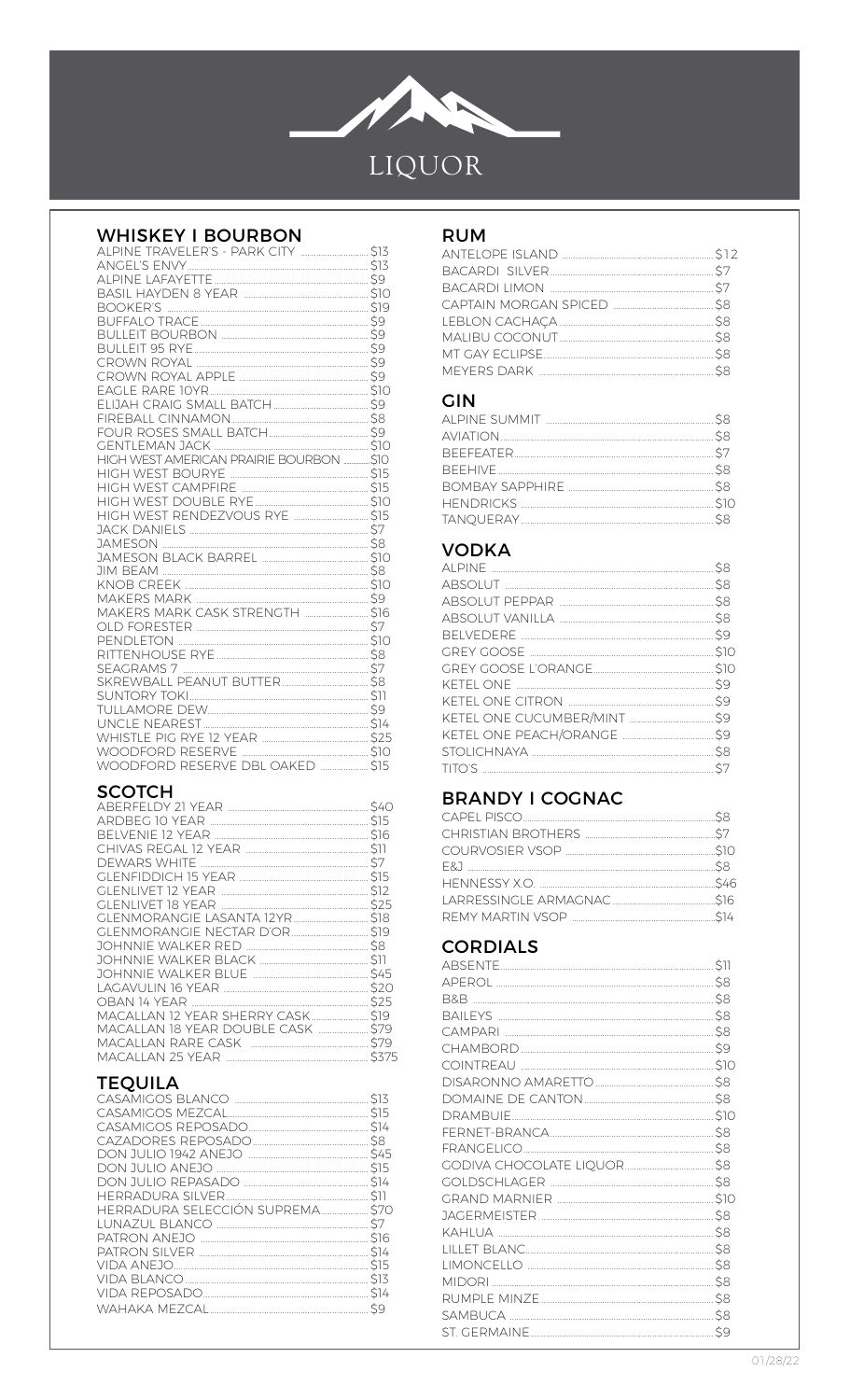# LIQUOR

## WHISKEY I BOURBON

| | |
|---|---|
| ALPINE TRAVELER'S - PARK CITY | $13 |
| ANGEL'S ENVY | $13 |
| ALPINE LAFAYETTE | $9 |
| BASIL HAYDEN 8 YEAR | $10 |
| BOOKER'S | $19 |
| BUFFALO TRACE | $9 |
| BULLEIT BOURBON | $9 |
| BULLEIT 95 RYE | $9 |
| CROWN ROYAL | $9 |
| CROWN ROYAL APPLE | $9 |
| EAGLE RARE 10YR | $10 |
| ELIJAH CRAIG SMALL BATCH | $9 |
| FIREBALL CINNAMON | $8 |
| FOUR ROSES SMALL BATCH | $9 |
| GENTLEMAN JACK | $10 |
| HIGH WEST AMERICAN PRAIRIE BOURBON | $10 |
| HIGH WEST BOURYE | $15 |
| HIGH WEST CAMPFIRE | $15 |
| HIGH WEST DOUBLE RYE | $10 |
| HIGH WEST RENDEZVOUS RYE | $15 |
| JACK DANIELS | $7 |
| JAMESON | $8 |
| JAMESON BLACK BARREL | $10 |
| JIM BEAM | $8 |
| KNOB CREEK | $10 |
| MAKERS MARK | $9 |
| MAKERS MARK CASK STRENGTH | $16 |
| OLD FORESTER | $7 |
| PENDLETON | $10 |
| RITTENHOUSE RYE | $8 |
| SEAGRAMS 7 | $7 |
| SKREWBALL PEANUT BUTTER | $8 |
| SUNTORY TOKI | $11 |
| TULLAMORE DEW | $9 |
| UNCLE NEAREST | $14 |
| WHISTLE PIG RYE 12 YEAR | $25 |
| WOODFORD RESERVE | $10 |
| WOODFORD RESERVE DBL OAKED | $15 |

## SCOTCH

| | |
|---|---|
| ABERFELDY 21 YEAR | $40 |
| ARDBEG 10 YEAR | $15 |
| BELVENIE 12 YEAR | $16 |
| CHIVAS REGAL 12 YEAR | $11 |
| DEWARS WHITE | $7 |
| GLENFIDDICH 15 YEAR | $15 |
| GLENLIVET 12 YEAR | $12 |
| GLENLIVET 18 YEAR | $25 |
| GLENMORANGIE LASANTA 12YR | $18 |
| GLENMORANGIE NECTAR D'OR | $19 |
| JOHNNIE WALKER RED | $8 |
| JOHNNIE WALKER BLACK | $11 |
| JOHNNIE WALKER BLUE | $45 |
| LAGAVULIN 16 YEAR | $20 |
| OBAN 14 YEAR | $25 |
| MACALLAN 12 YEAR SHERRY CASK | $19 |
| MACALLAN 18 YEAR DOUBLE CASK | $79 |
| MACALLAN RARE CASK | $79 |
| MACALLAN 25 YEAR | $375 |

## TEQUILA

| | |
|---|---|
| CASAMIGOS BLANCO | $13 |
| CASAMIGOS MEZCAL | $15 |
| CASAMIGOS REPOSADO | $14 |
| CAZADORES REPOSADO | $8 |
| DON JULIO 1942 ANEJO | $45 |
| DON JULIO ANEJO | $15 |
| DON JULIO REPASADO | $14 |
| HERRADURA SILVER | $11 |
| HERRADURA SELECCIÓN SUPREMA | $70 |
| LUNAZUL BLANCO | $7 |
| PATRON ANEJO | $16 |
| PATRON SILVER | $14 |
| VIDA ANEJO | $15 |
| VIDA BLANCO | $13 |
| VIDA REPOSADO | $14 |
| WAHAKA MEZCAL | $9 |

## RUM

| | |
|---|---|
| ANTELOPE ISLAND | $12 |
| BACARDI SILVER | $7 |
| BACARDI LIMON | $7 |
| CAPTAIN MORGAN SPICED | $8 |
| LEBLON CACHAÇA | $8 |
| MALIBU COCONUT | $8 |
| MT GAY ECLIPSE | $8 |
| MEYERS DARK | $8 |

## GIN

| | |
|---|---|
| ALPINE SUMMIT | $8 |
| AVIATION | $8 |
| BEEFEATER | $7 |
| BEEHIVE | $8 |
| BOMBAY SAPPHIRE | $8 |
| HENDRICKS | $10 |
| TANQUERAY | $8 |

## VODKA

| | |
|---|---|
| ALPINE | $8 |
| ABSOLUT | $8 |
| ABSOLUT PEPPAR | $8 |
| ABSOLUT VANILLA | $8 |
| BELVEDERE | $9 |
| GREY GOOSE | $10 |
| GREY GOOSE L'ORANGE | $10 |
| KETEL ONE | $9 |
| KETEL ONE CITRON | $9 |
| KETEL ONE CUCUMBER/MINT | $9 |
| KETEL ONE PEACH/ORANGE | $9 |
| STOLICHNAYA | $8 |
| TITO'S | $7 |

## BRANDY I COGNAC

| | |
|---|---|
| CAPEL PISCO | $8 |
| CHRISTIAN BROTHERS | $7 |
| COURVOSIER VSOP | $10 |
| E&J | $8 |
| HENNESSY X.O. | $46 |
| LARRESSINGLE ARMAGNAC | $16 |
| REMY MARTIN VSOP | $14 |

## CORDIALS

| | |
|---|---|
| ABSENTE | $11 |
| APEROL | $8 |
| B&B | $8 |
| BAILEYS | $8 |
| CAMPARI | $8 |
| CHAMBORD | $9 |
| COINTREAU | $10 |
| DISARONNO AMARETTO | $8 |
| DOMAINE DE CANTON | $8 |
| DRAMBUIE | $10 |
| FERNET-BRANCA | $8 |
| FRANGELICO | $8 |
| GODIVA CHOCOLATE LIQUOR | $8 |
| GOLDSCHLAGER | $8 |
| GRAND MARNIER | $10 |
| JAGERMEISTER | $8 |
| KAHLUA | $8 |
| LILLET BLANC | $8 |
| LIMONCELLO | $8 |
| MIDORI | $8 |
| RUMPLE MINZE | $8 |
| SAMBUCA | $8 |
| ST. GERMAINE | $9 |

01/28/22